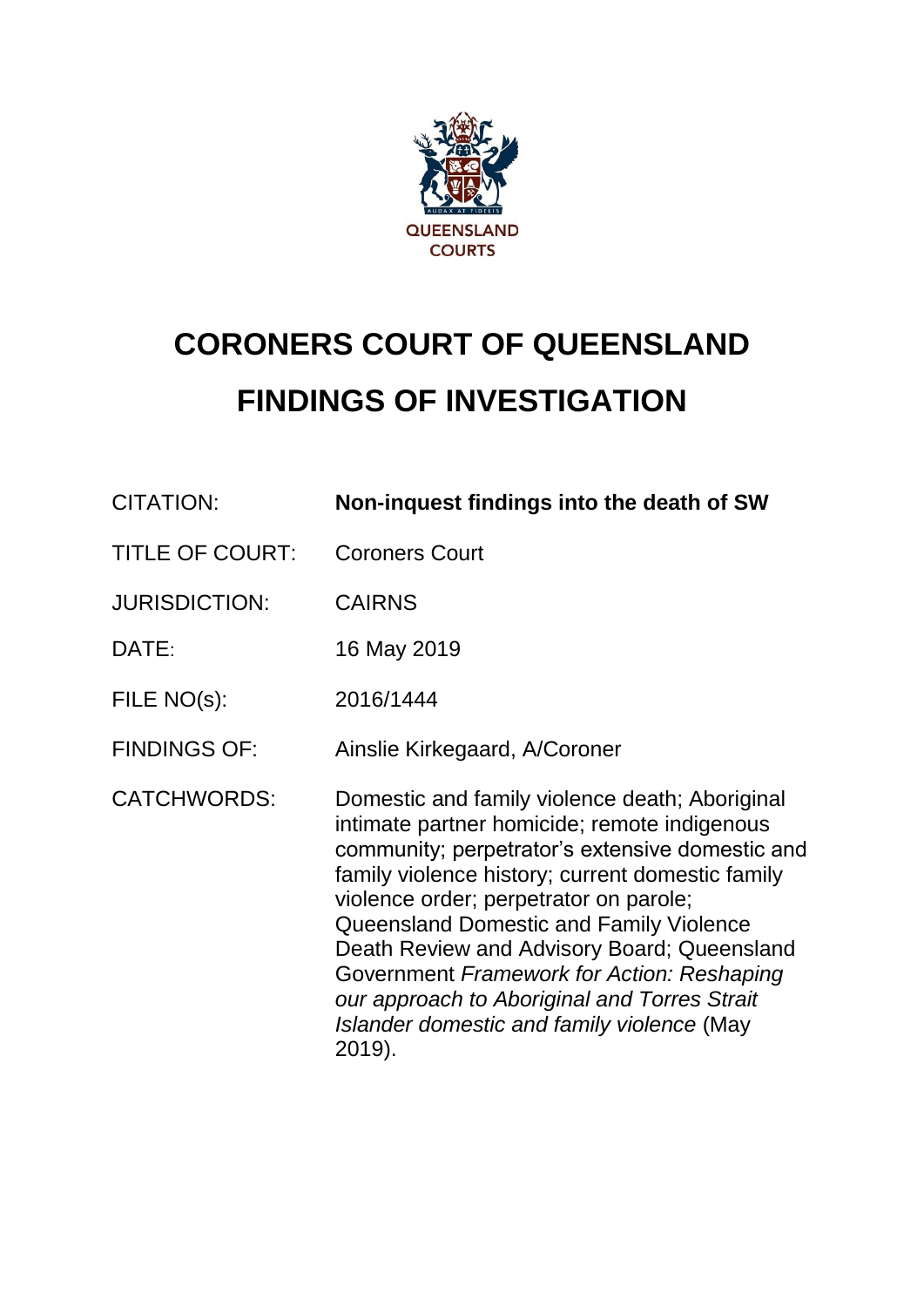QUEENSLAND COURTS

# CORONERS COURT OF QUEENSLAND
# FINDINGS OF INVESTIGATION

| | |
|---|---|
| CITATION: | **Non-inquest findings into the death of SW** |
| TITLE OF COURT: | Coroners Court |
| JURISDICTION: | CAIRNS |
| DATE: | 16 May 2019 |
| FILE NO(s): | 2016/1444 |
| FINDINGS OF: | Ainslie Kirkegaard, A/Coroner |
| CATCHWORDS: | Domestic and family violence death; Aboriginal intimate partner homicide; remote indigenous community; perpetrator's extensive domestic and family violence history; current domestic family violence order; perpetrator on parole; Queensland Domestic and Family Violence Death Review and Advisory Board; Queensland Government *Framework for Action: Reshaping our approach to Aboriginal and Torres Strait Islander domestic and family violence* (May 2019). |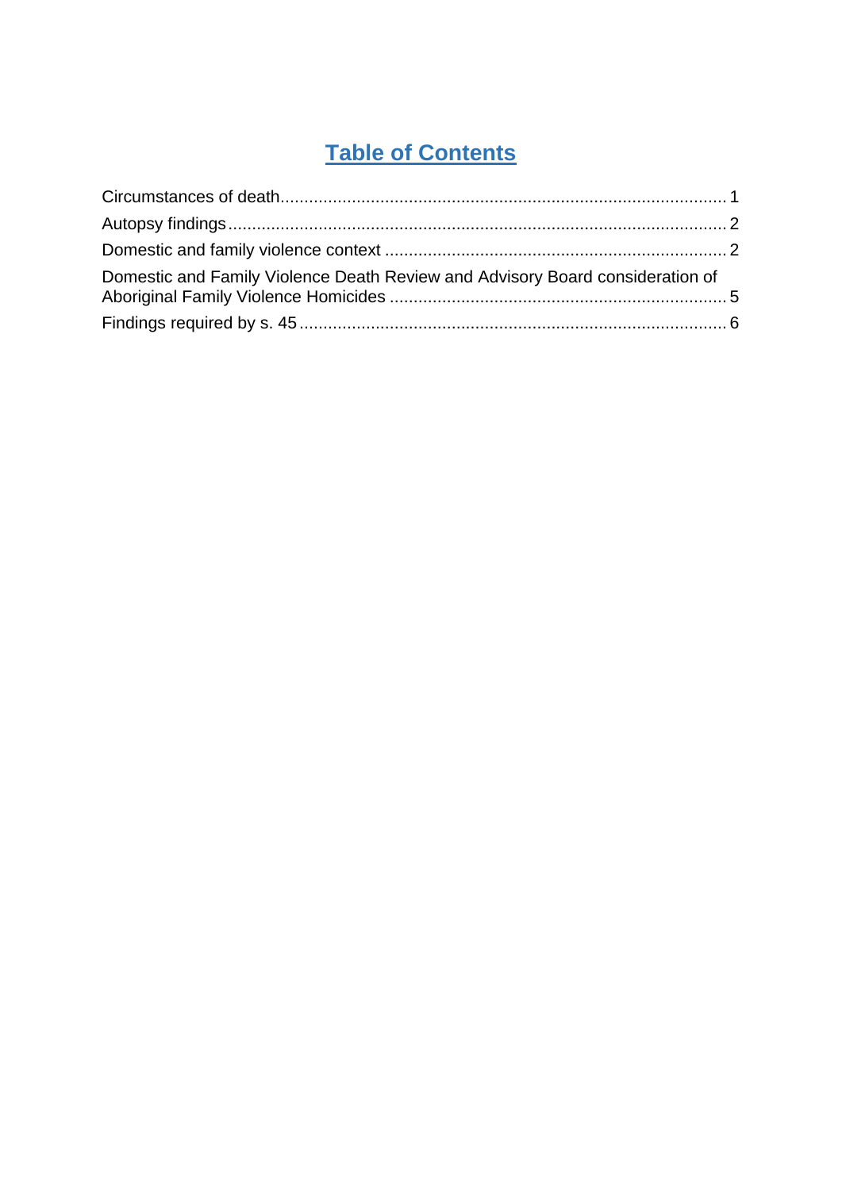# Table of Contents

Circumstances of death ........................................................................................ 1
Autopsy findings ................................................................................................... 2
Domestic and family violence context ................................................................. 2
Domestic and Family Violence Death Review and Advisory Board consideration of Aboriginal Family Violence Homicides ................................................................ 5
Findings required by s. 45 .................................................................................... 6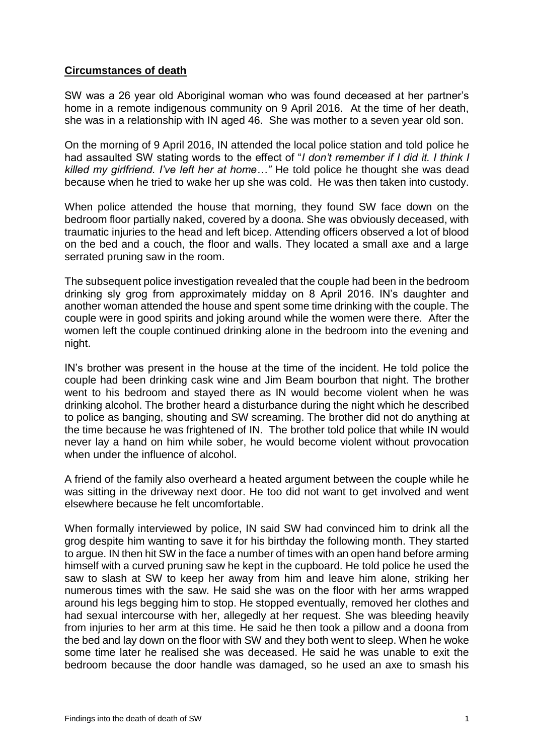## Circumstances of death

SW was a 26 year old Aboriginal woman who was found deceased at her partner's home in a remote indigenous community on 9 April 2016. At the time of her death, she was in a relationship with IN aged 46. She was mother to a seven year old son.

On the morning of 9 April 2016, IN attended the local police station and told police he had assaulted SW stating words to the effect of "*I don't remember if I did it. I think I killed my girlfriend. I've left her at home…*" He told police he thought she was dead because when he tried to wake her up she was cold. He was then taken into custody.

When police attended the house that morning, they found SW face down on the bedroom floor partially naked, covered by a doona. She was obviously deceased, with traumatic injuries to the head and left bicep. Attending officers observed a lot of blood on the bed and a couch, the floor and walls. They located a small axe and a large serrated pruning saw in the room.

The subsequent police investigation revealed that the couple had been in the bedroom drinking sly grog from approximately midday on 8 April 2016. IN's daughter and another woman attended the house and spent some time drinking with the couple. The couple were in good spirits and joking around while the women were there. After the women left the couple continued drinking alone in the bedroom into the evening and night.

IN's brother was present in the house at the time of the incident. He told police the couple had been drinking cask wine and Jim Beam bourbon that night. The brother went to his bedroom and stayed there as IN would become violent when he was drinking alcohol. The brother heard a disturbance during the night which he described to police as banging, shouting and SW screaming. The brother did not do anything at the time because he was frightened of IN. The brother told police that while IN would never lay a hand on him while sober, he would become violent without provocation when under the influence of alcohol.

A friend of the family also overheard a heated argument between the couple while he was sitting in the driveway next door. He too did not want to get involved and went elsewhere because he felt uncomfortable.

When formally interviewed by police, IN said SW had convinced him to drink all the grog despite him wanting to save it for his birthday the following month. They started to argue. IN then hit SW in the face a number of times with an open hand before arming himself with a curved pruning saw he kept in the cupboard. He told police he used the saw to slash at SW to keep her away from him and leave him alone, striking her numerous times with the saw. He said she was on the floor with her arms wrapped around his legs begging him to stop. He stopped eventually, removed her clothes and had sexual intercourse with her, allegedly at her request. She was bleeding heavily from injuries to her arm at this time. He said he then took a pillow and a doona from the bed and lay down on the floor with SW and they both went to sleep. When he woke some time later he realised she was deceased. He said he was unable to exit the bedroom because the door handle was damaged, so he used an axe to smash his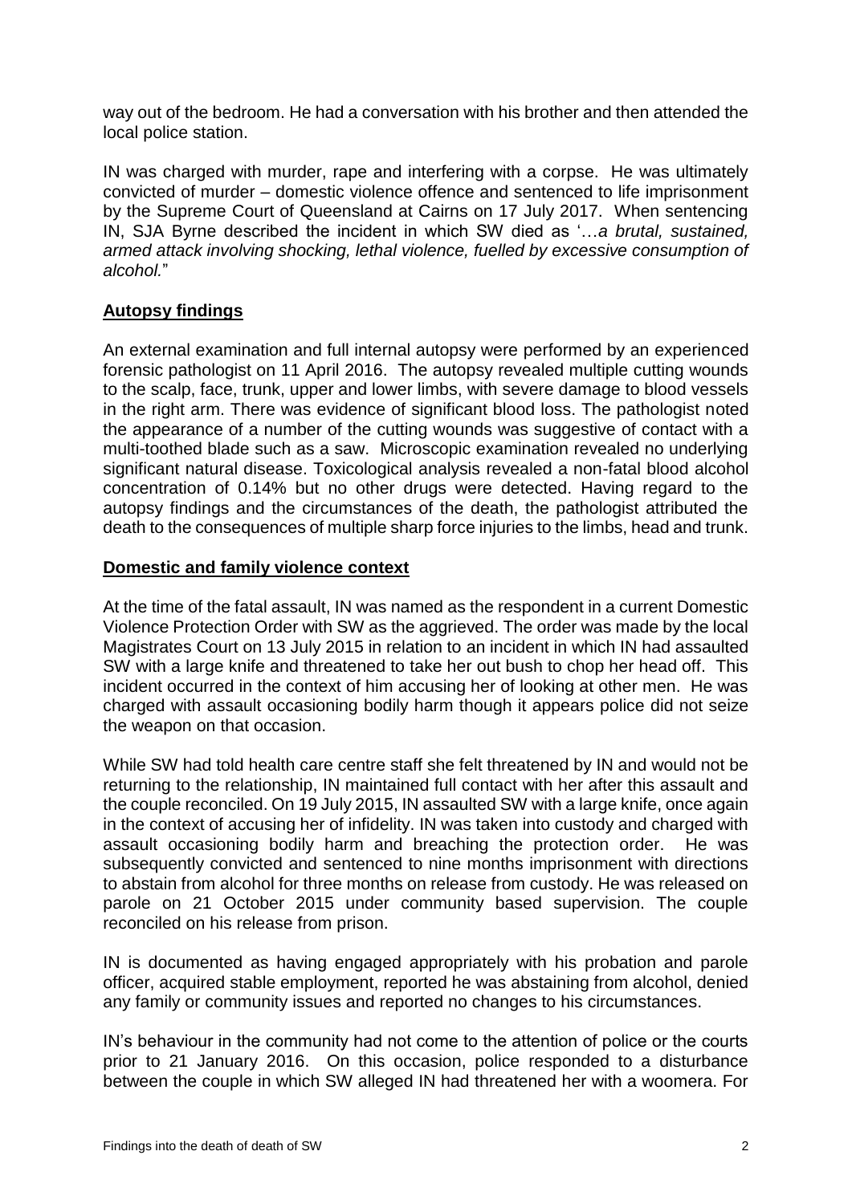way out of the bedroom. He had a conversation with his brother and then attended the local police station.

IN was charged with murder, rape and interfering with a corpse. He was ultimately convicted of murder – domestic violence offence and sentenced to life imprisonment by the Supreme Court of Queensland at Cairns on 17 July 2017. When sentencing IN, SJA Byrne described the incident in which SW died as '…*a brutal, sustained, armed attack involving shocking, lethal violence, fuelled by excessive consumption of alcohol.*"

## **Autopsy findings**

An external examination and full internal autopsy were performed by an experienced forensic pathologist on 11 April 2016. The autopsy revealed multiple cutting wounds to the scalp, face, trunk, upper and lower limbs, with severe damage to blood vessels in the right arm. There was evidence of significant blood loss. The pathologist noted the appearance of a number of the cutting wounds was suggestive of contact with a multi-toothed blade such as a saw. Microscopic examination revealed no underlying significant natural disease. Toxicological analysis revealed a non-fatal blood alcohol concentration of 0.14% but no other drugs were detected. Having regard to the autopsy findings and the circumstances of the death, the pathologist attributed the death to the consequences of multiple sharp force injuries to the limbs, head and trunk.

## **Domestic and family violence context**

At the time of the fatal assault, IN was named as the respondent in a current Domestic Violence Protection Order with SW as the aggrieved. The order was made by the local Magistrates Court on 13 July 2015 in relation to an incident in which IN had assaulted SW with a large knife and threatened to take her out bush to chop her head off. This incident occurred in the context of him accusing her of looking at other men. He was charged with assault occasioning bodily harm though it appears police did not seize the weapon on that occasion.

While SW had told health care centre staff she felt threatened by IN and would not be returning to the relationship, IN maintained full contact with her after this assault and the couple reconciled. On 19 July 2015, IN assaulted SW with a large knife, once again in the context of accusing her of infidelity. IN was taken into custody and charged with assault occasioning bodily harm and breaching the protection order. He was subsequently convicted and sentenced to nine months imprisonment with directions to abstain from alcohol for three months on release from custody. He was released on parole on 21 October 2015 under community based supervision. The couple reconciled on his release from prison.

IN is documented as having engaged appropriately with his probation and parole officer, acquired stable employment, reported he was abstaining from alcohol, denied any family or community issues and reported no changes to his circumstances.

IN's behaviour in the community had not come to the attention of police or the courts prior to 21 January 2016. On this occasion, police responded to a disturbance between the couple in which SW alleged IN had threatened her with a woomera. For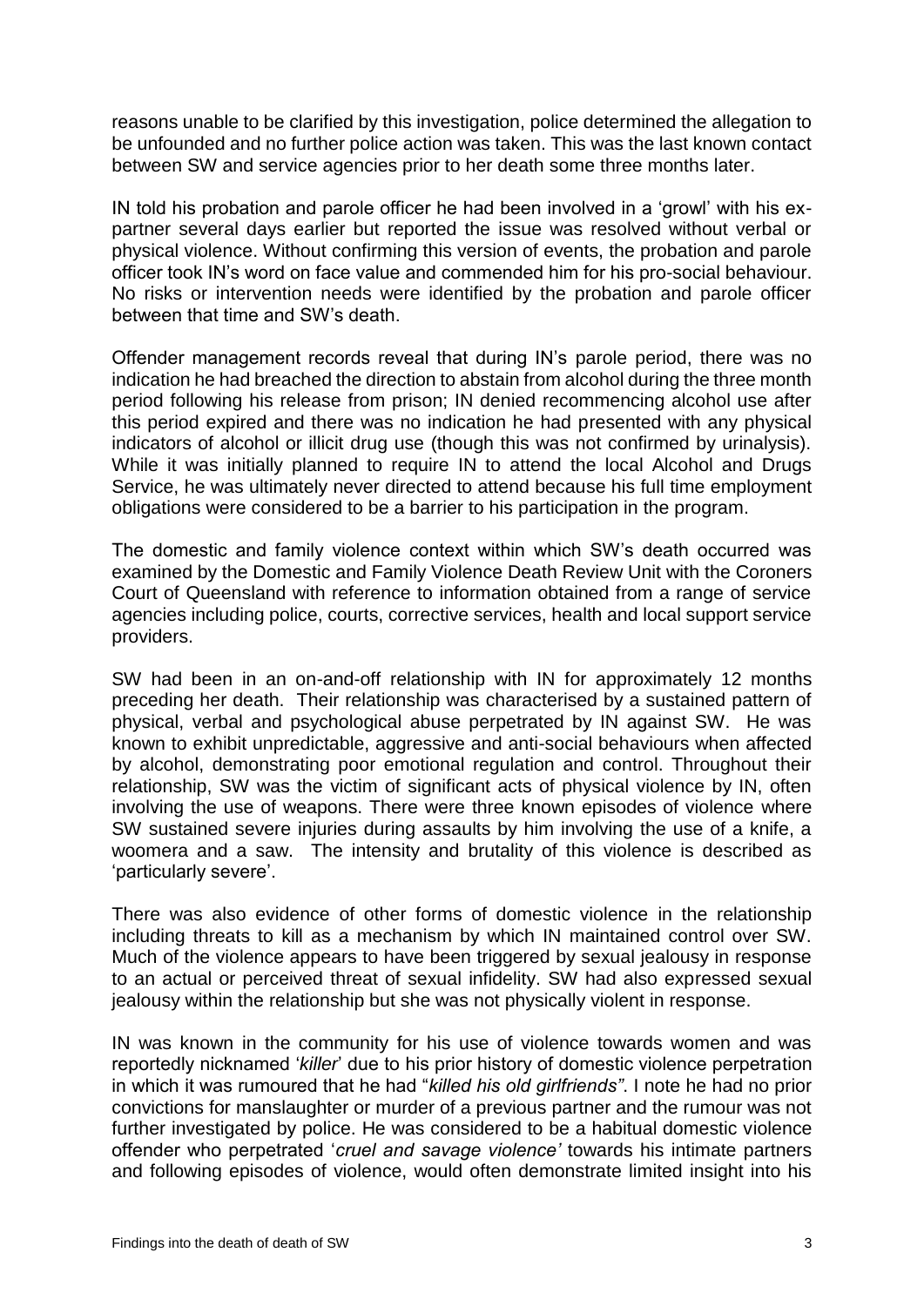reasons unable to be clarified by this investigation, police determined the allegation to be unfounded and no further police action was taken. This was the last known contact between SW and service agencies prior to her death some three months later.

IN told his probation and parole officer he had been involved in a 'growl' with his ex-partner several days earlier but reported the issue was resolved without verbal or physical violence. Without confirming this version of events, the probation and parole officer took IN's word on face value and commended him for his pro-social behaviour. No risks or intervention needs were identified by the probation and parole officer between that time and SW's death.

Offender management records reveal that during IN's parole period, there was no indication he had breached the direction to abstain from alcohol during the three month period following his release from prison; IN denied recommencing alcohol use after this period expired and there was no indication he had presented with any physical indicators of alcohol or illicit drug use (though this was not confirmed by urinalysis). While it was initially planned to require IN to attend the local Alcohol and Drugs Service, he was ultimately never directed to attend because his full time employment obligations were considered to be a barrier to his participation in the program.

The domestic and family violence context within which SW's death occurred was examined by the Domestic and Family Violence Death Review Unit with the Coroners Court of Queensland with reference to information obtained from a range of service agencies including police, courts, corrective services, health and local support service providers.

SW had been in an on-and-off relationship with IN for approximately 12 months preceding her death. Their relationship was characterised by a sustained pattern of physical, verbal and psychological abuse perpetrated by IN against SW. He was known to exhibit unpredictable, aggressive and anti-social behaviours when affected by alcohol, demonstrating poor emotional regulation and control. Throughout their relationship, SW was the victim of significant acts of physical violence by IN, often involving the use of weapons. There were three known episodes of violence where SW sustained severe injuries during assaults by him involving the use of a knife, a woomera and a saw. The intensity and brutality of this violence is described as 'particularly severe'.

There was also evidence of other forms of domestic violence in the relationship including threats to kill as a mechanism by which IN maintained control over SW. Much of the violence appears to have been triggered by sexual jealousy in response to an actual or perceived threat of sexual infidelity. SW had also expressed sexual jealousy within the relationship but she was not physically violent in response.

IN was known in the community for his use of violence towards women and was reportedly nicknamed '*killer*' due to his prior history of domestic violence perpetration in which it was rumoured that he had "*killed his old girlfriends"*. I note he had no prior convictions for manslaughter or murder of a previous partner and the rumour was not further investigated by police. He was considered to be a habitual domestic violence offender who perpetrated '*cruel and savage violence'* towards his intimate partners and following episodes of violence, would often demonstrate limited insight into his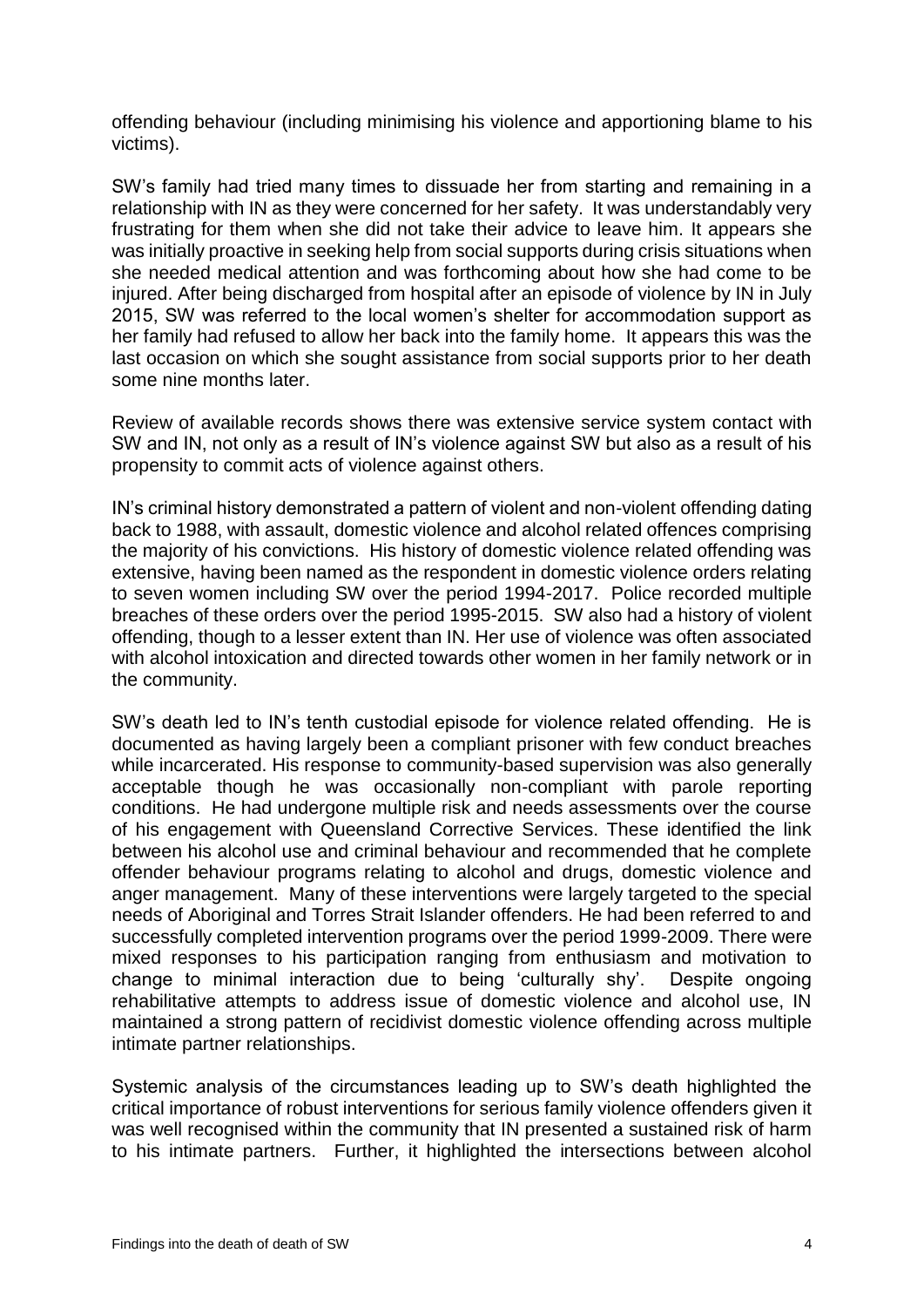offending behaviour (including minimising his violence and apportioning blame to his victims).

SW's family had tried many times to dissuade her from starting and remaining in a relationship with IN as they were concerned for her safety. It was understandably very frustrating for them when she did not take their advice to leave him. It appears she was initially proactive in seeking help from social supports during crisis situations when she needed medical attention and was forthcoming about how she had come to be injured. After being discharged from hospital after an episode of violence by IN in July 2015, SW was referred to the local women's shelter for accommodation support as her family had refused to allow her back into the family home. It appears this was the last occasion on which she sought assistance from social supports prior to her death some nine months later.

Review of available records shows there was extensive service system contact with SW and IN, not only as a result of IN's violence against SW but also as a result of his propensity to commit acts of violence against others.

IN's criminal history demonstrated a pattern of violent and non-violent offending dating back to 1988, with assault, domestic violence and alcohol related offences comprising the majority of his convictions. His history of domestic violence related offending was extensive, having been named as the respondent in domestic violence orders relating to seven women including SW over the period 1994-2017. Police recorded multiple breaches of these orders over the period 1995-2015. SW also had a history of violent offending, though to a lesser extent than IN. Her use of violence was often associated with alcohol intoxication and directed towards other women in her family network or in the community.

SW's death led to IN's tenth custodial episode for violence related offending. He is documented as having largely been a compliant prisoner with few conduct breaches while incarcerated. His response to community-based supervision was also generally acceptable though he was occasionally non-compliant with parole reporting conditions. He had undergone multiple risk and needs assessments over the course of his engagement with Queensland Corrective Services. These identified the link between his alcohol use and criminal behaviour and recommended that he complete offender behaviour programs relating to alcohol and drugs, domestic violence and anger management. Many of these interventions were largely targeted to the special needs of Aboriginal and Torres Strait Islander offenders. He had been referred to and successfully completed intervention programs over the period 1999-2009. There were mixed responses to his participation ranging from enthusiasm and motivation to change to minimal interaction due to being 'culturally shy'. Despite ongoing rehabilitative attempts to address issue of domestic violence and alcohol use, IN maintained a strong pattern of recidivist domestic violence offending across multiple intimate partner relationships.

Systemic analysis of the circumstances leading up to SW's death highlighted the critical importance of robust interventions for serious family violence offenders given it was well recognised within the community that IN presented a sustained risk of harm to his intimate partners. Further, it highlighted the intersections between alcohol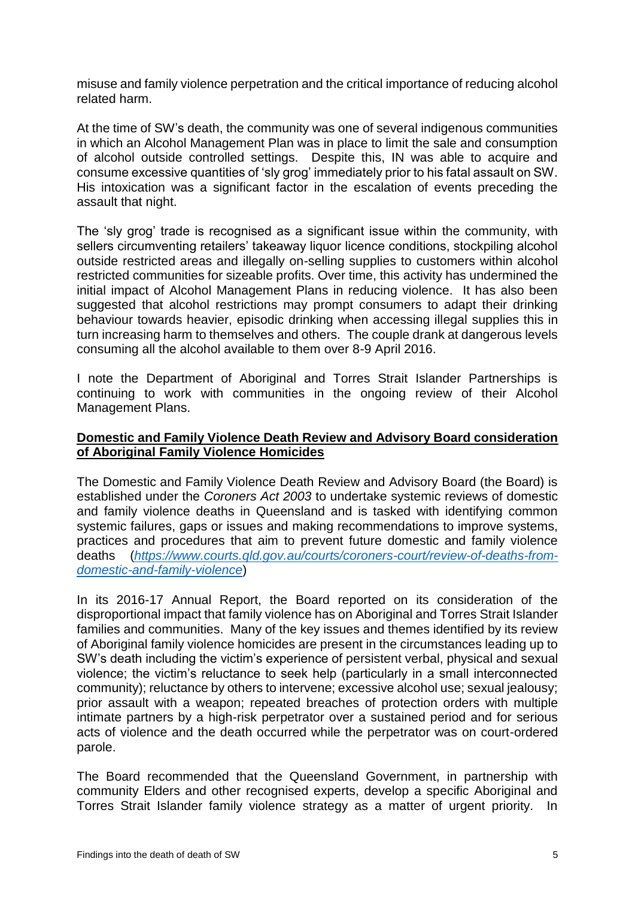misuse and family violence perpetration and the critical importance of reducing alcohol related harm.

At the time of SW's death, the community was one of several indigenous communities in which an Alcohol Management Plan was in place to limit the sale and consumption of alcohol outside controlled settings. Despite this, IN was able to acquire and consume excessive quantities of 'sly grog' immediately prior to his fatal assault on SW. His intoxication was a significant factor in the escalation of events preceding the assault that night.

The 'sly grog' trade is recognised as a significant issue within the community, with sellers circumventing retailers' takeaway liquor licence conditions, stockpiling alcohol outside restricted areas and illegally on-selling supplies to customers within alcohol restricted communities for sizeable profits. Over time, this activity has undermined the initial impact of Alcohol Management Plans in reducing violence. It has also been suggested that alcohol restrictions may prompt consumers to adapt their drinking behaviour towards heavier, episodic drinking when accessing illegal supplies this in turn increasing harm to themselves and others. The couple drank at dangerous levels consuming all the alcohol available to them over 8-9 April 2016.

I note the Department of Aboriginal and Torres Strait Islander Partnerships is continuing to work with communities in the ongoing review of their Alcohol Management Plans.

## Domestic and Family Violence Death Review and Advisory Board consideration of Aboriginal Family Violence Homicides

The Domestic and Family Violence Death Review and Advisory Board (the Board) is established under the *Coroners Act 2003* to undertake systemic reviews of domestic and family violence deaths in Queensland and is tasked with identifying common systemic failures, gaps or issues and making recommendations to improve systems, practices and procedures that aim to prevent future domestic and family violence deaths (*https://www.courts.qld.gov.au/courts/coroners-court/review-of-deaths-from-domestic-and-family-violence*)

In its 2016-17 Annual Report, the Board reported on its consideration of the disproportional impact that family violence has on Aboriginal and Torres Strait Islander families and communities. Many of the key issues and themes identified by its review of Aboriginal family violence homicides are present in the circumstances leading up to SW's death including the victim's experience of persistent verbal, physical and sexual violence; the victim's reluctance to seek help (particularly in a small interconnected community); reluctance by others to intervene; excessive alcohol use; sexual jealousy; prior assault with a weapon; repeated breaches of protection orders with multiple intimate partners by a high-risk perpetrator over a sustained period and for serious acts of violence and the death occurred while the perpetrator was on court-ordered parole.

The Board recommended that the Queensland Government, in partnership with community Elders and other recognised experts, develop a specific Aboriginal and Torres Strait Islander family violence strategy as a matter of urgent priority. In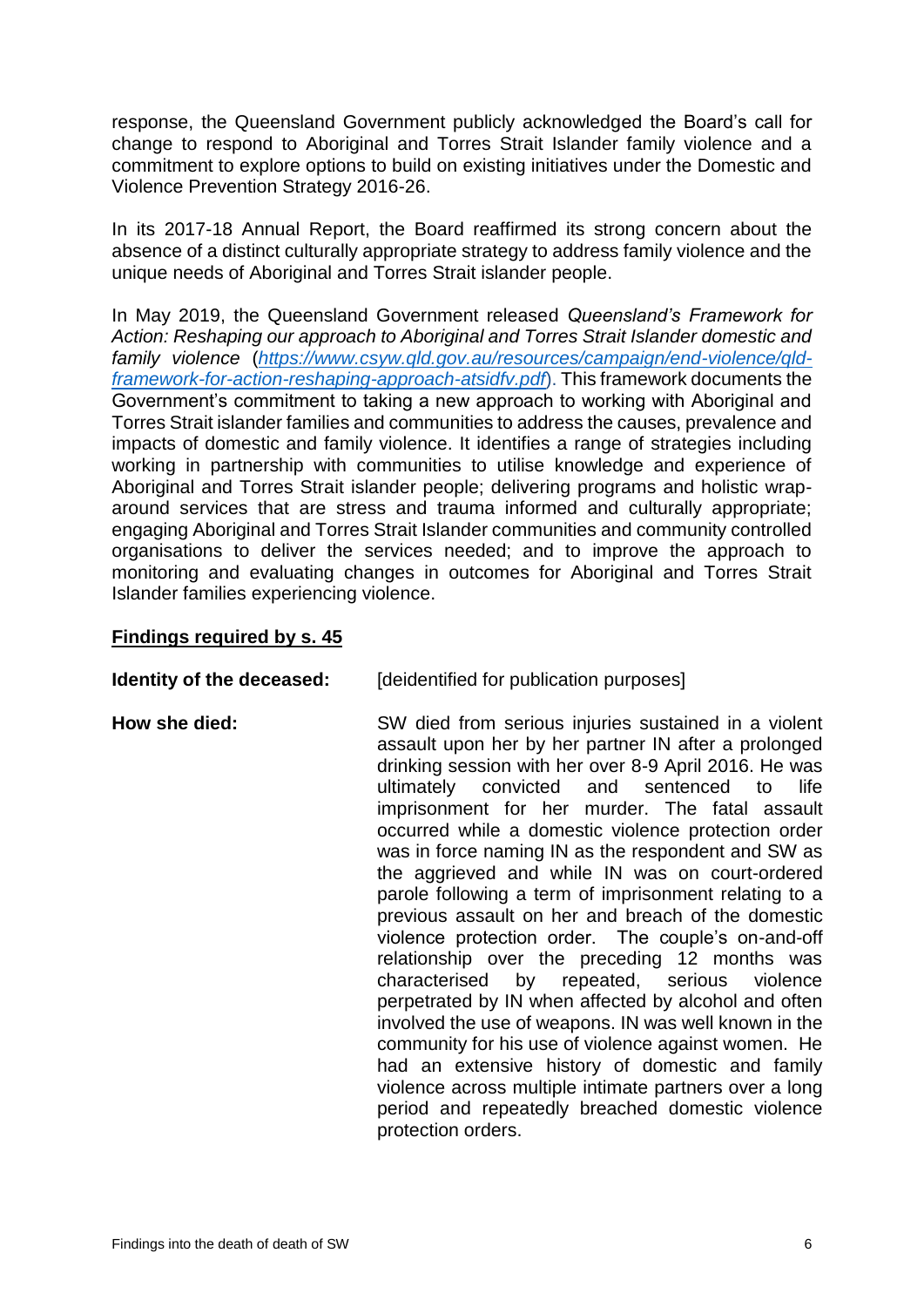response, the Queensland Government publicly acknowledged the Board's call for change to respond to Aboriginal and Torres Strait Islander family violence and a commitment to explore options to build on existing initiatives under the Domestic and Violence Prevention Strategy 2016-26.

In its 2017-18 Annual Report, the Board reaffirmed its strong concern about the absence of a distinct culturally appropriate strategy to address family violence and the unique needs of Aboriginal and Torres Strait islander people.

In May 2019, the Queensland Government released *Queensland's Framework for Action: Reshaping our approach to Aboriginal and Torres Strait Islander domestic and family violence* ([https://www.csyw.qld.gov.au/resources/campaign/end-violence/qld-framework-for-action-reshaping-approach-atsidfv.pdf](https://www.csyw.qld.gov.au/resources/campaign/end-violence/qld-framework-for-action-reshaping-approach-atsidfv.pdf)). This framework documents the Government's commitment to taking a new approach to working with Aboriginal and Torres Strait islander families and communities to address the causes, prevalence and impacts of domestic and family violence. It identifies a range of strategies including working in partnership with communities to utilise knowledge and experience of Aboriginal and Torres Strait islander people; delivering programs and holistic wrap-around services that are stress and trauma informed and culturally appropriate; engaging Aboriginal and Torres Strait Islander communities and community controlled organisations to deliver the services needed; and to improve the approach to monitoring and evaluating changes in outcomes for Aboriginal and Torres Strait Islander families experiencing violence.

## Findings required by s. 45

**Identity of the deceased:** [deidentified for publication purposes]

**How she died:** SW died from serious injuries sustained in a violent assault upon her by her partner IN after a prolonged drinking session with her over 8-9 April 2016. He was ultimately convicted and sentenced to life imprisonment for her murder. The fatal assault occurred while a domestic violence protection order was in force naming IN as the respondent and SW as the aggrieved and while IN was on court-ordered parole following a term of imprisonment relating to a previous assault on her and breach of the domestic violence protection order. The couple's on-and-off relationship over the preceding 12 months was characterised by repeated, serious violence perpetrated by IN when affected by alcohol and often involved the use of weapons. IN was well known in the community for his use of violence against women. He had an extensive history of domestic and family violence across multiple intimate partners over a long period and repeatedly breached domestic violence protection orders.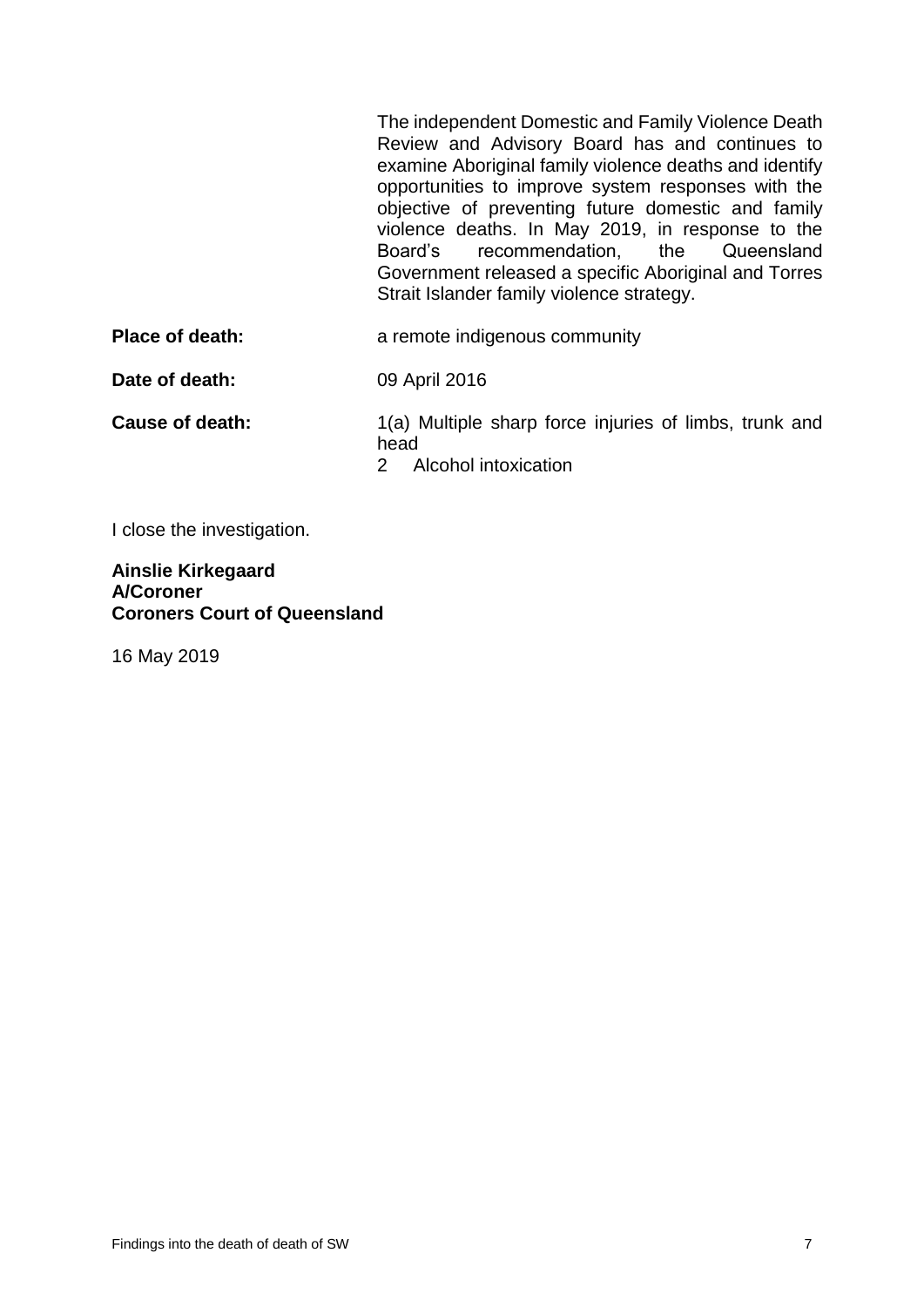The independent Domestic and Family Violence Death Review and Advisory Board has and continues to examine Aboriginal family violence deaths and identify opportunities to improve system responses with the objective of preventing future domestic and family violence deaths. In May 2019, in response to the Board's recommendation, the Queensland Government released a specific Aboriginal and Torres Strait Islander family violence strategy.

**Place of death:** a remote indigenous community

**Date of death:** 09 April 2016

**Cause of death:** 1(a) Multiple sharp force injuries of limbs, trunk and head
2 Alcohol intoxication

I close the investigation.

**Ainslie Kirkegaard**
**A/Coroner**
**Coroners Court of Queensland**

16 May 2019